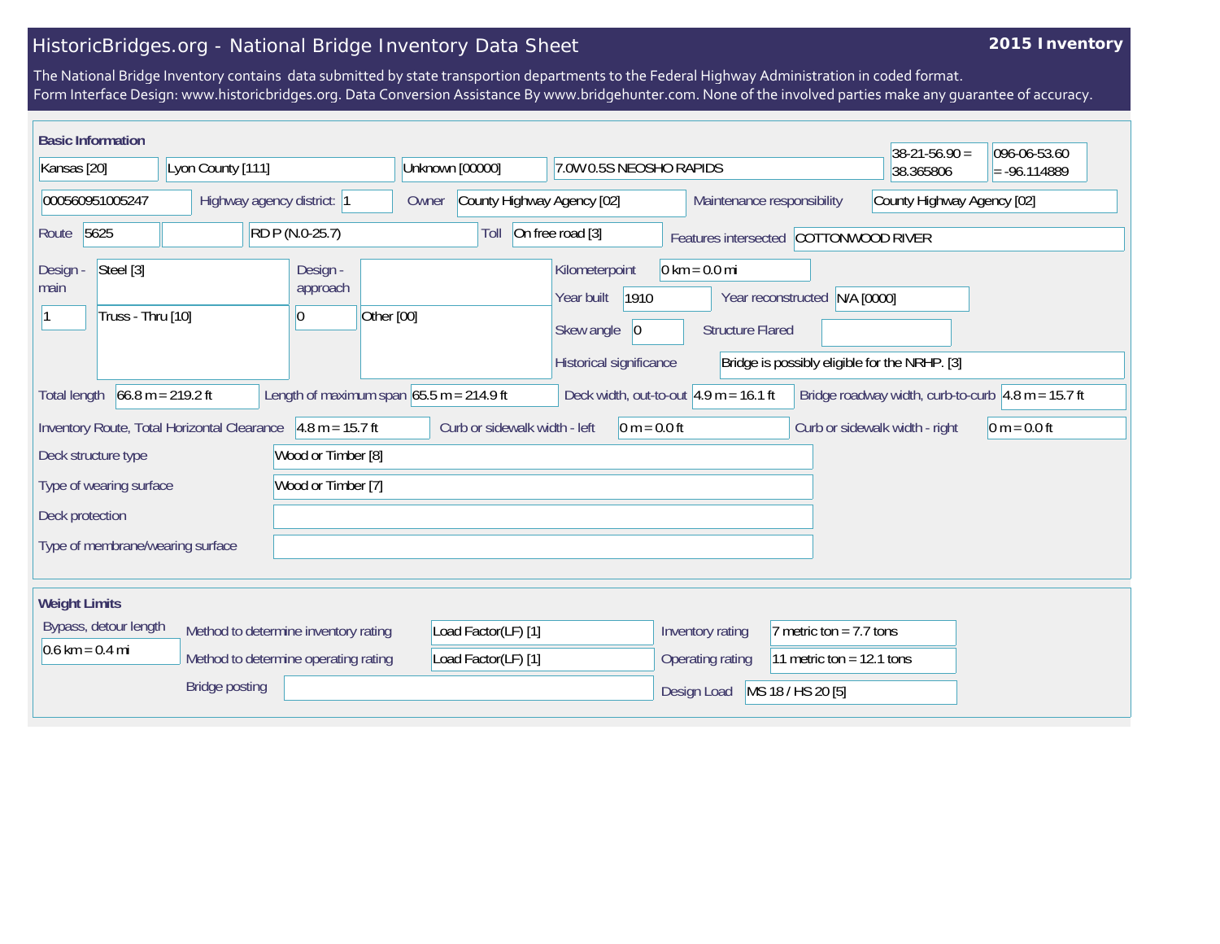# HistoricBridges.org - National Bridge Inventory Data Sheet

**2015 Inventory**

The National Bridge Inventory contains data submitted by state transportion departments to the Federal Highway Administration in coded format.
Form Interface Design: www.historicbridges.org. Data Conversion Assistance By www.bridgehunter.com. None of the involved parties make any guarantee of accuracy.

## Basic Information

| | |
|---|---|
| State | Kansas [20] |
| County | Lyon County [111] |
| Place | Unknown [00000] |
| Location | 7.0W 0.5S NEOSHO RAPIDS |
| Latitude | 38-21-56.90 = 38.365806 |
| Longitude | 096-06-53.60 = -96.114889 |
| Structure Number | 000560951005247 |
| Highway agency district | 1 |
| Owner | County Highway Agency [02] |
| Maintenance responsibility | County Highway Agency [02] |
| Route | 5625 |
| Facility Carried | RD P (N.0-25.7) |
| Toll | On free road [3] |
| Features intersected | COTTONWOOD RIVER |
| Design - main | Steel [3] |
| Design - main (spans / type) | 1 / Truss - Thru [10] |
| Design - approach | |
| Design - approach (spans / type) | 0 / Other [00] |
| Kilometerpoint | 0 km = 0.0 mi |
| Year built | 1910 |
| Year reconstructed | N/A [0000] |
| Skew angle | 0 |
| Structure Flared | |
| Historical significance | Bridge is possibly eligible for the NRHP. [3] |
| Total length | 66.8 m = 219.2 ft |
| Length of maximum span | 65.5 m = 214.9 ft |
| Deck width, out-to-out | 4.9 m = 16.1 ft |
| Bridge roadway width, curb-to-curb | 4.8 m = 15.7 ft |
| Inventory Route, Total Horizontal Clearance | 4.8 m = 15.7 ft |
| Curb or sidewalk width - left | 0 m = 0.0 ft |
| Curb or sidewalk width - right | 0 m = 0.0 ft |
| Deck structure type | Wood or Timber [8] |
| Type of wearing surface | Wood or Timber [7] |
| Deck protection | |
| Type of membrane/wearing surface | |

## Weight Limits

| | |
|---|---|
| Bypass, detour length | 0.6 km = 0.4 mi |
| Method to determine inventory rating | Load Factor(LF) [1] |
| Method to determine operating rating | Load Factor(LF) [1] |
| Inventory rating | 7 metric ton = 7.7 tons |
| Operating rating | 11 metric ton = 12.1 tons |
| Bridge posting | |
| Design Load | MS 18 / HS 20 [5] |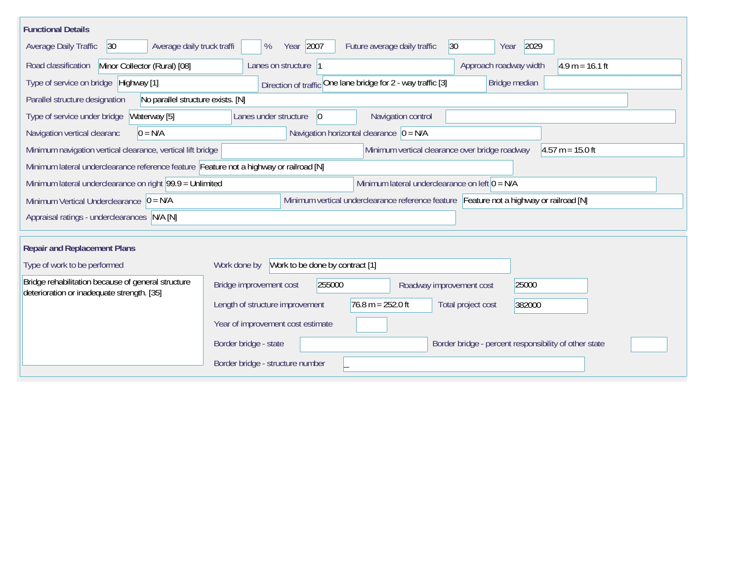## Functional Details

| Field | Value |
|---|---|
| Average Daily Traffic | 30 |
| Average daily truck traffi | % |
| Year | 2007 |
| Future average daily traffic | 30 |
| Year | 2029 |
| Road classification | Minor Collector (Rural) [08] |
| Lanes on structure | 1 |
| Approach roadway width | 4.9 m = 16.1 ft |
| Type of service on bridge | Highway [1] |
| Direction of traffic | One lane bridge for 2 - way traffic [3] |
| Bridge median | |
| Parallel structure designation | No parallel structure exists. [N] |
| Type of service under bridge | Waterway [5] |
| Lanes under structure | 0 |
| Navigation control | |
| Navigation vertical clearanc | 0 = N/A |
| Navigation horizontal clearance | 0 = N/A |
| Minimum navigation vertical clearance, vertical lift bridge | |
| Minimum vertical clearance over bridge roadway | 4.57 m = 15.0 ft |
| Minimum lateral underclearance reference feature | Feature not a highway or railroad [N] |
| Minimum lateral underclearance on right | 99.9 = Unlimited |
| Minimum lateral underclearance on left | 0 = N/A |
| Minimum Vertical Underclearance | 0 = N/A |
| Minimum vertical underclearance reference feature | Feature not a highway or railroad [N] |
| Appraisal ratings - underclearances | N/A [N] |

## Repair and Replacement Plans

| Field | Value |
|---|---|
| Type of work to be performed | Bridge rehabilitation because of general structure deterioration or inadequate strength. [35] |
| Work done by | Work to be done by contract [1] |
| Bridge improvement cost | 255000 |
| Roadway improvement cost | 25000 |
| Length of structure improvement | 76.8 m = 252.0 ft |
| Total project cost | 382000 |
| Year of improvement cost estimate | |
| Border bridge - state | |
| Border bridge - percent responsibility of other state | |
| Border bridge - structure number | _ |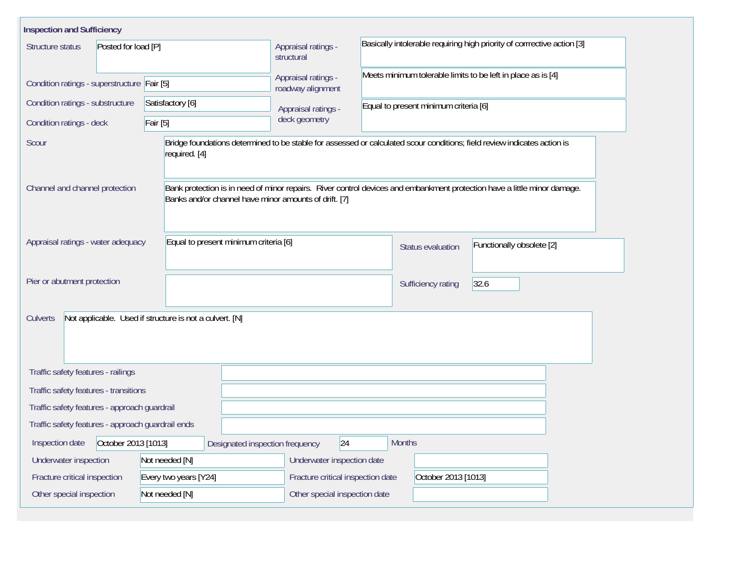## Inspection and Sufficiency

| | |
|---|---|
| Structure status | Posted for load [P] |
| Appraisal ratings - structural | Basically intolerable requiring high priority of corrrective action [3] |
| Condition ratings - superstructure | Fair [5] |
| Appraisal ratings - roadway alignment | Meets minimum tolerable limits to be left in place as is [4] |
| Condition ratings - substructure | Satisfactory [6] |
| Appraisal ratings - deck geometry | Equal to present minimum criteria [6] |
| Condition ratings - deck | Fair [5] |
| Scour | Bridge foundations determined to be stable for assessed or calculated scour conditions; field review indicates action is required. [4] |
| Channel and channel protection | Bank protection is in need of minor repairs. River control devices and embankment protection have a little minor damage. Banks and/or channel have minor amounts of drift. [7] |
| Appraisal ratings - water adequacy | Equal to present minimum criteria [6] |
| Status evaluation | Functionally obsolete [2] |
| Pier or abutment protection | |
| Sufficiency rating | 32.6 |
| Culverts | Not applicable. Used if structure is not a culvert. [N] |
| Traffic safety features - railings | |
| Traffic safety features - transitions | |
| Traffic safety features - approach guardrail | |
| Traffic safety features - approach guardrail ends | |
| Inspection date | October 2013 [1013] |
| Designated inspection frequency | 24 Months |
| Underwater inspection | Not needed [N] |
| Underwater inspection date | |
| Fracture critical inspection | Every two years [Y24] |
| Fracture critical inspection date | October 2013 [1013] |
| Other special inspection | Not needed [N] |
| Other special inspection date | |